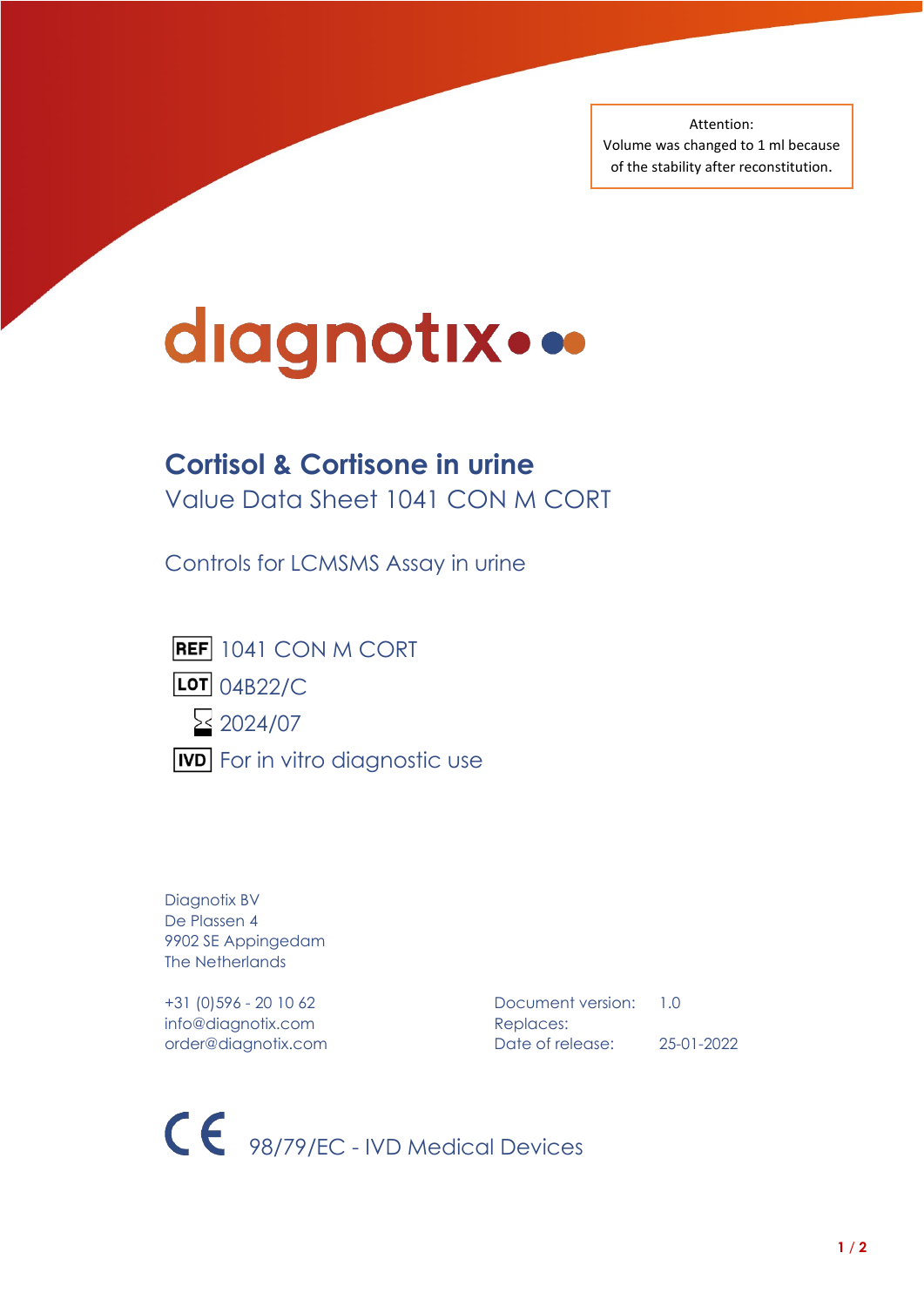Attention:
Volume was changed to 1 ml because of the stability after reconstitution.

diagnotix

# Cortisol & Cortisone in urine

## Value Data Sheet 1041 CON M CORT

Controls for LCMSMS Assay in urine

REF 1041 CON M CORT

LOT 04B22/C

2024/07

IVD For in vitro diagnostic use

Diagnotix BV
De Plassen 4
9902 SE Appingedam
The Netherlands

+31 (0)596 - 20 10 62
info@diagnotix.com
order@diagnotix.com

Document version: 1.0
Replaces:
Date of release: 25-01-2022

CE 98/79/EC - IVD Medical Devices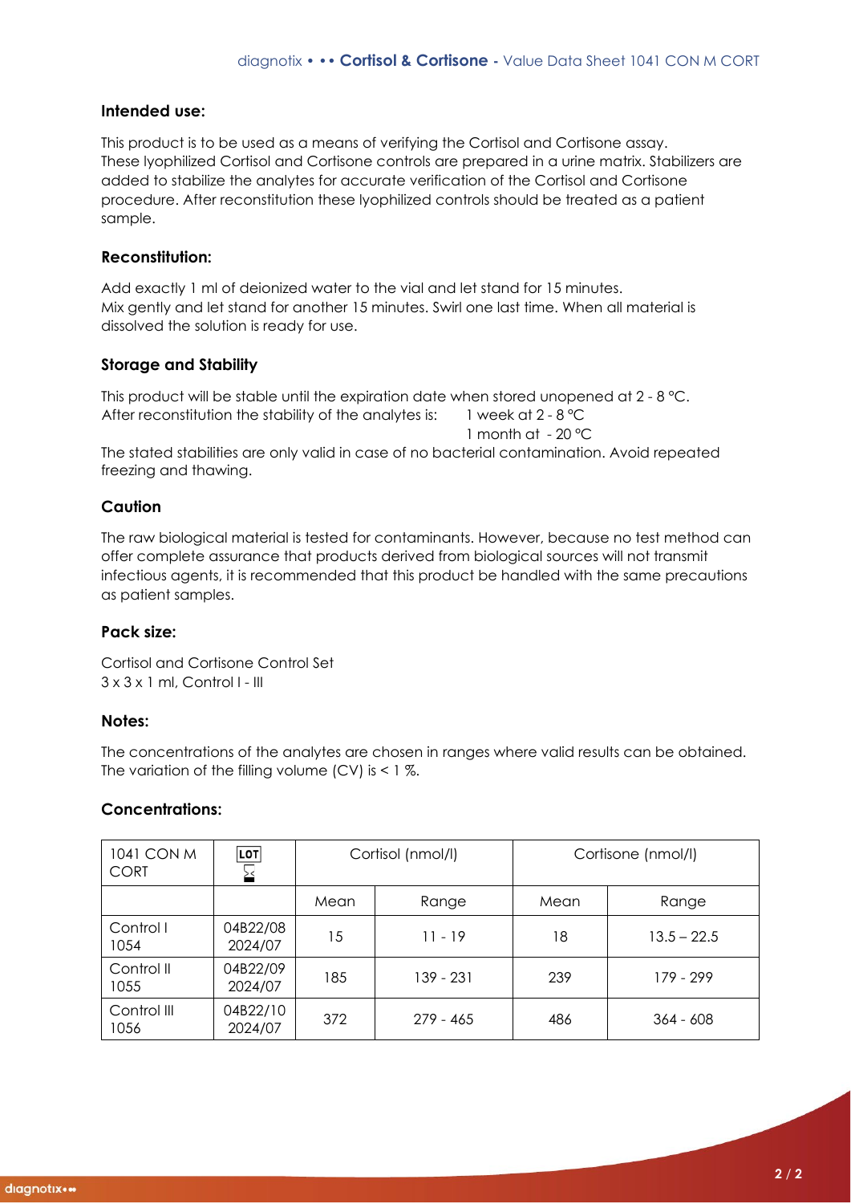### Intended use:

This product is to be used as a means of verifying the Cortisol and Cortisone assay. These lyophilized Cortisol and Cortisone controls are prepared in a urine matrix. Stabilizers are added to stabilize the analytes for accurate verification of the Cortisol and Cortisone procedure. After reconstitution these lyophilized controls should be treated as a patient sample.

### Reconstitution:

Add exactly 1 ml of deionized water to the vial and let stand for 15 minutes.
Mix gently and let stand for another 15 minutes. Swirl one last time. When all material is dissolved the solution is ready for use.

### Storage and Stability

This product will be stable until the expiration date when stored unopened at 2 - 8 °C.
After reconstitution the stability of the analytes is: 1 week at 2 - 8 °C
1 month at - 20 °C

The stated stabilities are only valid in case of no bacterial contamination. Avoid repeated freezing and thawing.

### Caution

The raw biological material is tested for contaminants. However, because no test method can offer complete assurance that products derived from biological sources will not transmit infectious agents, it is recommended that this product be handled with the same precautions as patient samples.

### Pack size:

Cortisol and Cortisone Control Set
3 x 3 x 1 ml, Control I - III

### Notes:

The concentrations of the analytes are chosen in ranges where valid results can be obtained. The variation of the filling volume (CV) is < 1 %.

### Concentrations:

| 1041 CON M CORT | LOT / Expiry | Cortisol (nmol/l) | | Cortisone (nmol/l) | |
|---|---|---|---|---|---|
| | | Mean | Range | Mean | Range |
| Control I 1054 | 04B22/08 2024/07 | 15 | 11 - 19 | 18 | 13.5 – 22.5 |
| Control II 1055 | 04B22/09 2024/07 | 185 | 139 - 231 | 239 | 179 - 299 |
| Control III 1056 | 04B22/10 2024/07 | 372 | 279 - 465 | 486 | 364 - 608 |